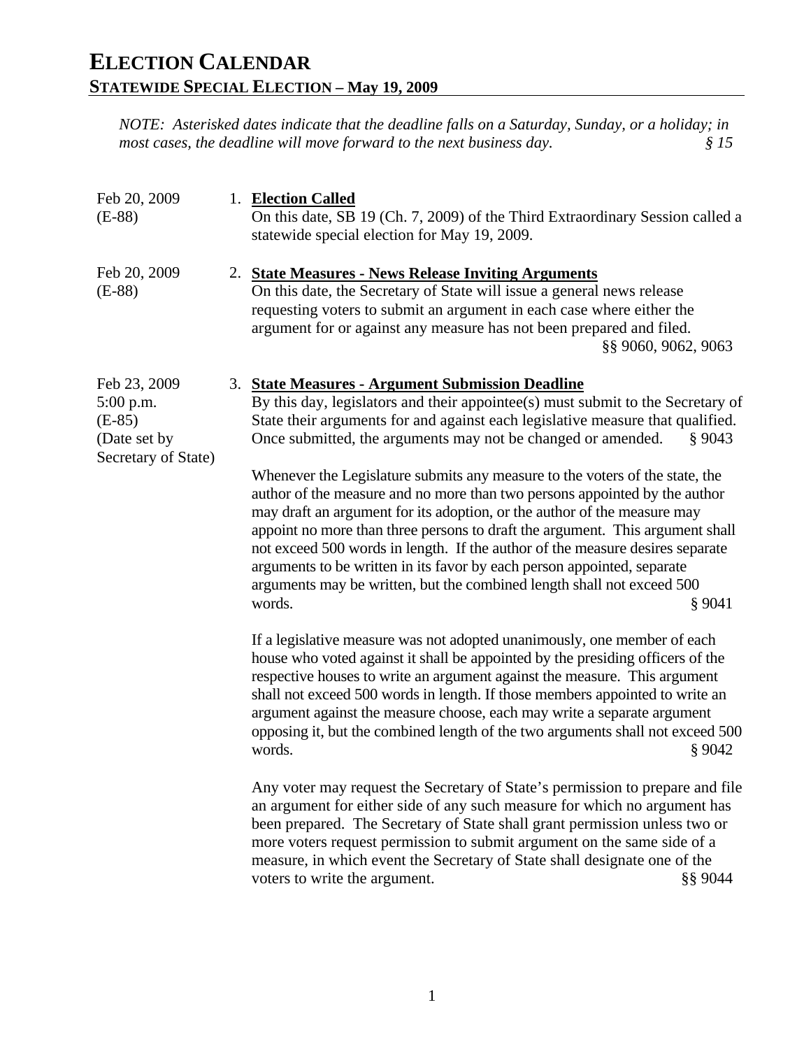# ELECTION CALENDAR

## STATEWIDE SPECIAL ELECTION – May 19, 2009

*NOTE: Asterisked dates indicate that the deadline falls on a Saturday, Sunday, or a holiday; in most cases, the deadline will move forward to the next business day. § 15*

Feb 20, 2009
(E-88)

1. **Election Called**

   On this date, SB 19 (Ch. 7, 2009) of the Third Extraordinary Session called a statewide special election for May 19, 2009.

Feb 20, 2009
(E-88)

2. **State Measures - News Release Inviting Arguments**

   On this date, the Secretary of State will issue a general news release requesting voters to submit an argument in each case where either the argument for or against any measure has not been prepared and filed. §§ 9060, 9062, 9063

Feb 23, 2009
5:00 p.m.
(E-85)
(Date set by Secretary of State)

3. **State Measures - Argument Submission Deadline**

   By this day, legislators and their appointee(s) must submit to the Secretary of State their arguments for and against each legislative measure that qualified. Once submitted, the arguments may not be changed or amended. § 9043

   Whenever the Legislature submits any measure to the voters of the state, the author of the measure and no more than two persons appointed by the author may draft an argument for its adoption, or the author of the measure may appoint no more than three persons to draft the argument. This argument shall not exceed 500 words in length. If the author of the measure desires separate arguments to be written in its favor by each person appointed, separate arguments may be written, but the combined length shall not exceed 500 words. § 9041

   If a legislative measure was not adopted unanimously, one member of each house who voted against it shall be appointed by the presiding officers of the respective houses to write an argument against the measure. This argument shall not exceed 500 words in length. If those members appointed to write an argument against the measure choose, each may write a separate argument opposing it, but the combined length of the two arguments shall not exceed 500 words. § 9042

   Any voter may request the Secretary of State's permission to prepare and file an argument for either side of any such measure for which no argument has been prepared. The Secretary of State shall grant permission unless two or more voters request permission to submit argument on the same side of a measure, in which event the Secretary of State shall designate one of the voters to write the argument. §§ 9044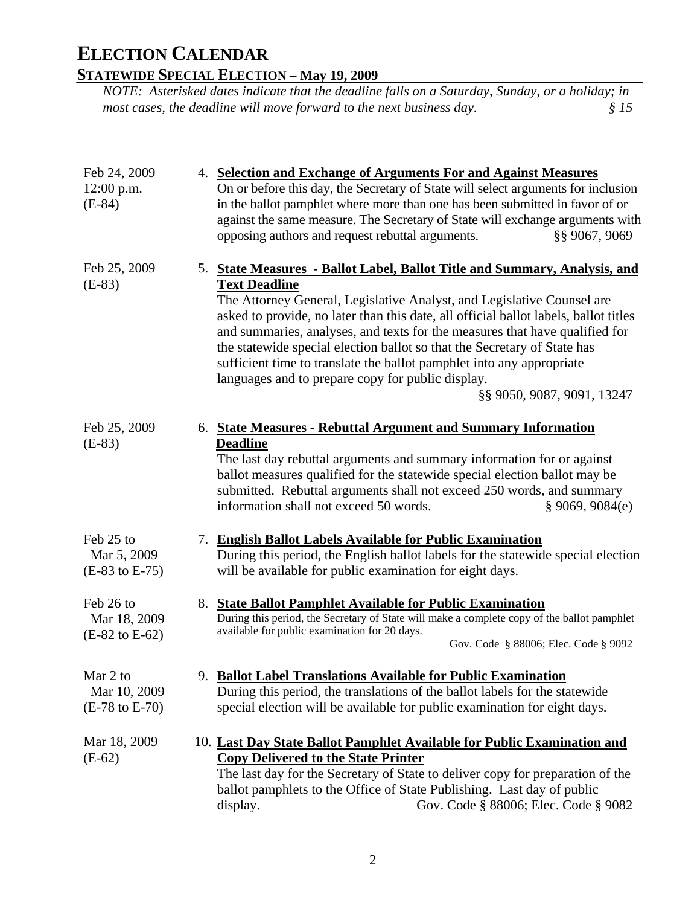# ELECTION CALENDAR

## STATEWIDE SPECIAL ELECTION – May 19, 2009

*NOTE: Asterisked dates indicate that the deadline falls on a Saturday, Sunday, or a holiday; in most cases, the deadline will move forward to the next business day.* *§ 15*

| Date | Item |
|---|---|
| Feb 24, 2009<br>12:00 p.m.<br>(E-84) | 4. **Selection and Exchange of Arguments For and Against Measures**<br>On or before this day, the Secretary of State will select arguments for inclusion in the ballot pamphlet where more than one has been submitted in favor of or against the same measure. The Secretary of State will exchange arguments with opposing authors and request rebuttal arguments. §§ 9067, 9069 |
| Feb 25, 2009<br>(E-83) | 5. **State Measures - Ballot Label, Ballot Title and Summary, Analysis, and Text Deadline**<br>The Attorney General, Legislative Analyst, and Legislative Counsel are asked to provide, no later than this date, all official ballot labels, ballot titles and summaries, analyses, and texts for the measures that have qualified for the statewide special election ballot so that the Secretary of State has sufficient time to translate the ballot pamphlet into any appropriate languages and to prepare copy for public display.<br>§§ 9050, 9087, 9091, 13247 |
| Feb 25, 2009<br>(E-83) | 6. **State Measures - Rebuttal Argument and Summary Information Deadline**<br>The last day rebuttal arguments and summary information for or against ballot measures qualified for the statewide special election ballot may be submitted. Rebuttal arguments shall not exceed 250 words, and summary information shall not exceed 50 words. § 9069, 9084(e) |
| Feb 25 to Mar 5, 2009<br>(E-83 to E-75) | 7. **English Ballot Labels Available for Public Examination**<br>During this period, the English ballot labels for the statewide special election will be available for public examination for eight days. |
| Feb 26 to Mar 18, 2009<br>(E-82 to E-62) | 8. **State Ballot Pamphlet Available for Public Examination**<br>During this period, the Secretary of State will make a complete copy of the ballot pamphlet available for public examination for 20 days.<br>Gov. Code § 88006; Elec. Code § 9092 |
| Mar 2 to Mar 10, 2009<br>(E-78 to E-70) | 9. **Ballot Label Translations Available for Public Examination**<br>During this period, the translations of the ballot labels for the statewide special election will be available for public examination for eight days. |
| Mar 18, 2009<br>(E-62) | 10. **Last Day State Ballot Pamphlet Available for Public Examination and Copy Delivered to the State Printer**<br>The last day for the Secretary of State to deliver copy for preparation of the ballot pamphlets to the Office of State Publishing. Last day of public display. Gov. Code § 88006; Elec. Code § 9082 |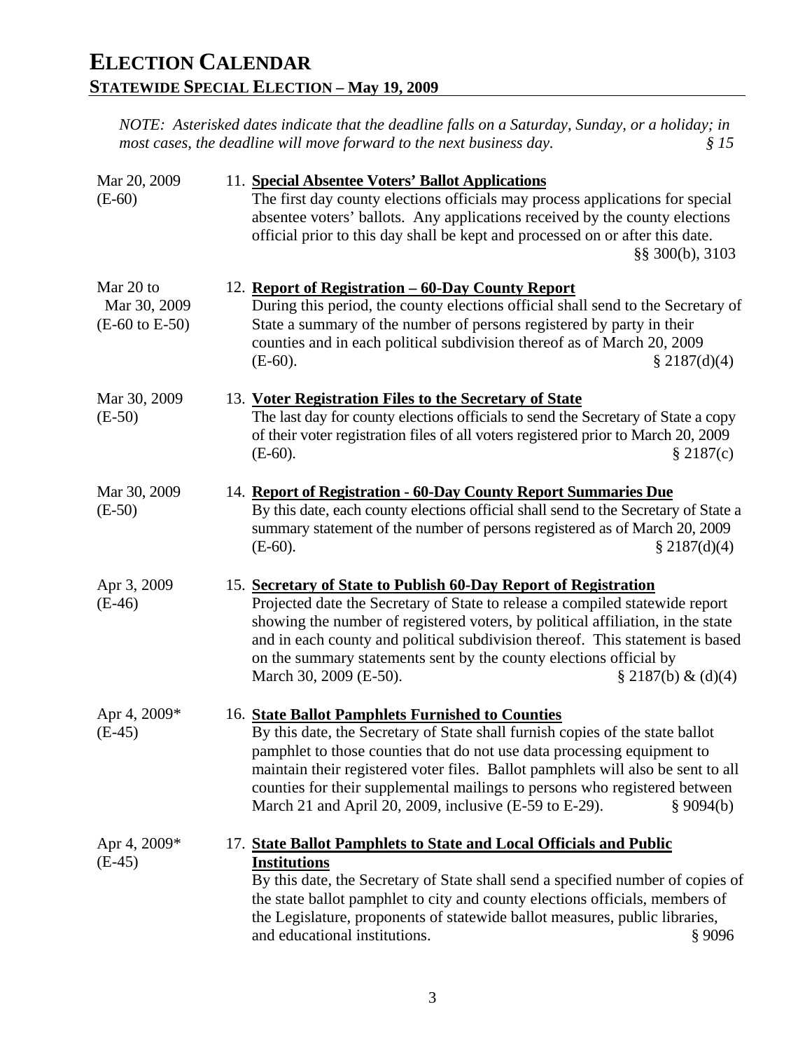# ELECTION CALENDAR

## STATEWIDE SPECIAL ELECTION – May 19, 2009

*NOTE: Asterisked dates indicate that the deadline falls on a Saturday, Sunday, or a holiday; in most cases, the deadline will move forward to the next business day. § 15*

| Date | Item |
|---|---|
| Mar 20, 2009 (E-60) | 11. **Special Absentee Voters' Ballot Applications**<br>The first day county elections officials may process applications for special absentee voters' ballots. Any applications received by the county elections official prior to this day shall be kept and processed on or after this date. §§ 300(b), 3103 |
| Mar 20 to Mar 30, 2009 (E-60 to E-50) | 12. **Report of Registration – 60-Day County Report**<br>During this period, the county elections official shall send to the Secretary of State a summary of the number of persons registered by party in their counties and in each political subdivision thereof as of March 20, 2009 (E-60). § 2187(d)(4) |
| Mar 30, 2009 (E-50) | 13. **Voter Registration Files to the Secretary of State**<br>The last day for county elections officials to send the Secretary of State a copy of their voter registration files of all voters registered prior to March 20, 2009 (E-60). § 2187(c) |
| Mar 30, 2009 (E-50) | 14. **Report of Registration - 60-Day County Report Summaries Due**<br>By this date, each county elections official shall send to the Secretary of State a summary statement of the number of persons registered as of March 20, 2009 (E-60). § 2187(d)(4) |
| Apr 3, 2009 (E-46) | 15. **Secretary of State to Publish 60-Day Report of Registration**<br>Projected date the Secretary of State to release a compiled statewide report showing the number of registered voters, by political affiliation, in the state and in each county and political subdivision thereof. This statement is based on the summary statements sent by the county elections official by March 30, 2009 (E-50). § 2187(b) & (d)(4) |
| Apr 4, 2009* (E-45) | 16. **State Ballot Pamphlets Furnished to Counties**<br>By this date, the Secretary of State shall furnish copies of the state ballot pamphlet to those counties that do not use data processing equipment to maintain their registered voter files. Ballot pamphlets will also be sent to all counties for their supplemental mailings to persons who registered between March 21 and April 20, 2009, inclusive (E-59 to E-29). § 9094(b) |
| Apr 4, 2009* (E-45) | 17. **State Ballot Pamphlets to State and Local Officials and Public Institutions**<br>By this date, the Secretary of State shall send a specified number of copies of the state ballot pamphlet to city and county elections officials, members of the Legislature, proponents of statewide ballot measures, public libraries, and educational institutions. § 9096 |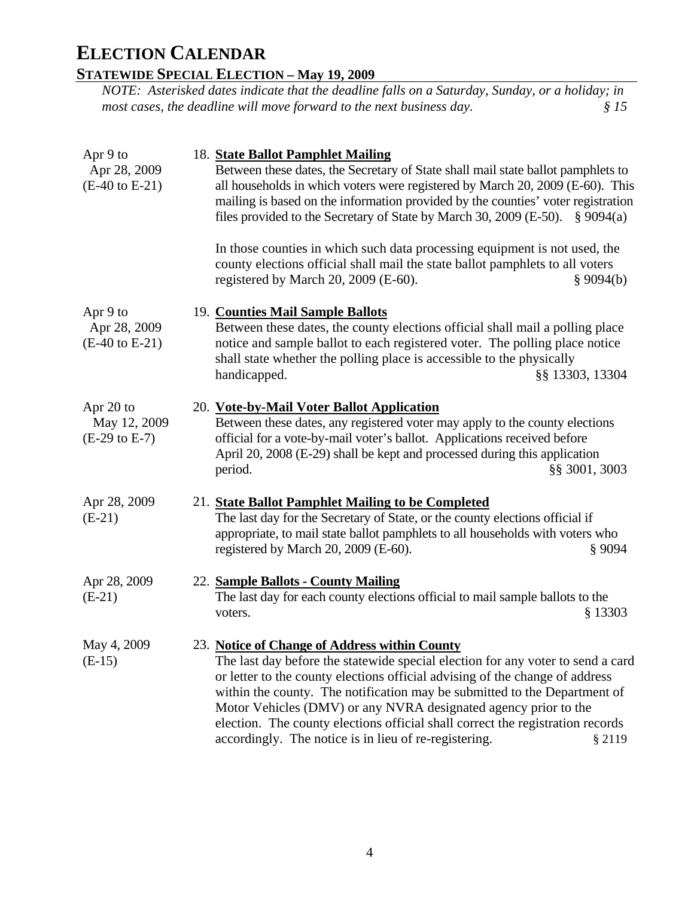# ELECTION CALENDAR

## STATEWIDE SPECIAL ELECTION – May 19, 2009

*NOTE: Asterisked dates indicate that the deadline falls on a Saturday, Sunday, or a holiday; in most cases, the deadline will move forward to the next business day. § 15*

| Date | Item |
|---|---|
| Apr 9 to Apr 28, 2009 (E-40 to E-21) | 18. **State Ballot Pamphlet Mailing** Between these dates, the Secretary of State shall mail state ballot pamphlets to all households in which voters were registered by March 20, 2009 (E-60). This mailing is based on the information provided by the counties' voter registration files provided to the Secretary of State by March 30, 2009 (E-50). § 9094(a)<br><br>In those counties in which such data processing equipment is not used, the county elections official shall mail the state ballot pamphlets to all voters registered by March 20, 2009 (E-60). § 9094(b) |
| Apr 9 to Apr 28, 2009 (E-40 to E-21) | 19. **Counties Mail Sample Ballots** Between these dates, the county elections official shall mail a polling place notice and sample ballot to each registered voter. The polling place notice shall state whether the polling place is accessible to the physically handicapped. §§ 13303, 13304 |
| Apr 20 to May 12, 2009 (E-29 to E-7) | 20. **Vote-by-Mail Voter Ballot Application** Between these dates, any registered voter may apply to the county elections official for a vote-by-mail voter's ballot. Applications received before April 20, 2008 (E-29) shall be kept and processed during this application period. §§ 3001, 3003 |
| Apr 28, 2009 (E-21) | 21. **State Ballot Pamphlet Mailing to be Completed** The last day for the Secretary of State, or the county elections official if appropriate, to mail state ballot pamphlets to all households with voters who registered by March 20, 2009 (E-60). § 9094 |
| Apr 28, 2009 (E-21) | 22. **Sample Ballots - County Mailing** The last day for each county elections official to mail sample ballots to the voters. § 13303 |
| May 4, 2009 (E-15) | 23. **Notice of Change of Address within County** The last day before the statewide special election for any voter to send a card or letter to the county elections official advising of the change of address within the county. The notification may be submitted to the Department of Motor Vehicles (DMV) or any NVRA designated agency prior to the election. The county elections official shall correct the registration records accordingly. The notice is in lieu of re-registering. § 2119 |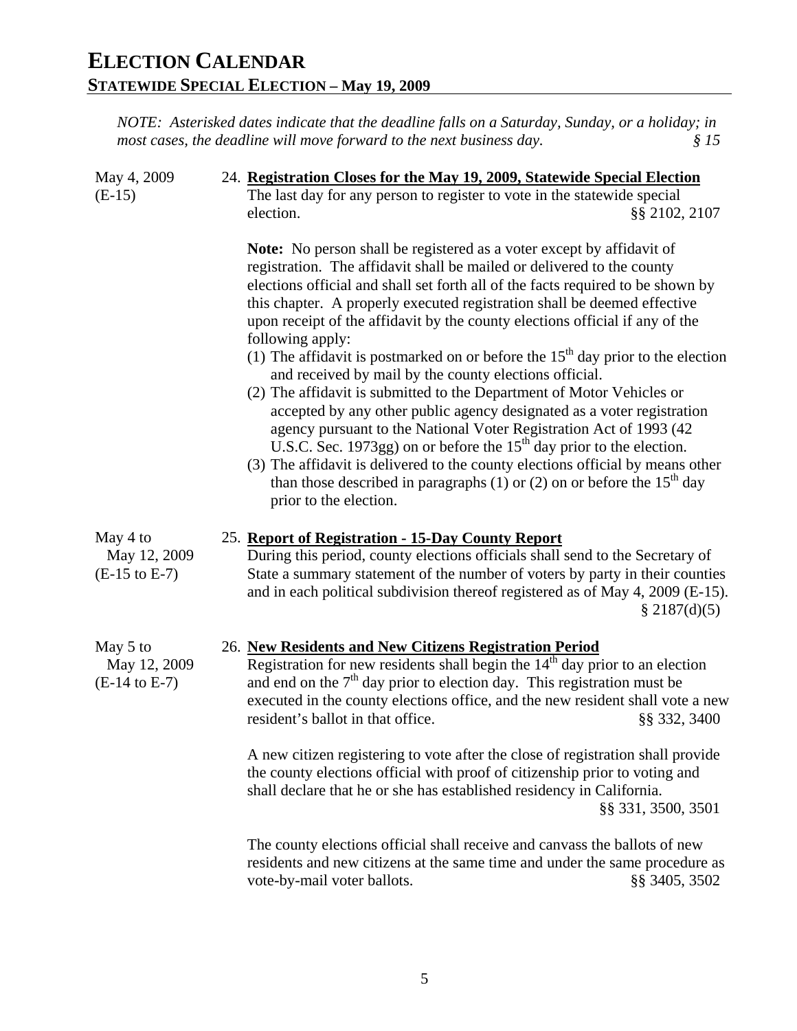# ELECTION CALENDAR

## STATEWIDE SPECIAL ELECTION – May 19, 2009

*NOTE: Asterisked dates indicate that the deadline falls on a Saturday, Sunday, or a holiday; in most cases, the deadline will move forward to the next business day.* *§ 15*

May 4, 2009
(E-15)

24. **Registration Closes for the May 19, 2009, Statewide Special Election**

The last day for any person to register to vote in the statewide special election. §§ 2102, 2107

**Note:** No person shall be registered as a voter except by affidavit of registration. The affidavit shall be mailed or delivered to the county elections official and shall set forth all of the facts required to be shown by this chapter. A properly executed registration shall be deemed effective upon receipt of the affidavit by the county elections official if any of the following apply:

(1) The affidavit is postmarked on or before the 15th day prior to the election and received by mail by the county elections official.
(2) The affidavit is submitted to the Department of Motor Vehicles or accepted by any other public agency designated as a voter registration agency pursuant to the National Voter Registration Act of 1993 (42 U.S.C. Sec. 1973gg) on or before the 15th day prior to the election.
(3) The affidavit is delivered to the county elections official by means other than those described in paragraphs (1) or (2) on or before the 15th day prior to the election.

May 4 to May 12, 2009
(E-15 to E-7)

25. **Report of Registration - 15-Day County Report**

During this period, county elections officials shall send to the Secretary of State a summary statement of the number of voters by party in their counties and in each political subdivision thereof registered as of May 4, 2009 (E-15). § 2187(d)(5)

May 5 to May 12, 2009
(E-14 to E-7)

26. **New Residents and New Citizens Registration Period**

Registration for new residents shall begin the 14th day prior to an election and end on the 7th day prior to election day. This registration must be executed in the county elections office, and the new resident shall vote a new resident's ballot in that office. §§ 332, 3400

A new citizen registering to vote after the close of registration shall provide the county elections official with proof of citizenship prior to voting and shall declare that he or she has established residency in California. §§ 331, 3500, 3501

The county elections official shall receive and canvass the ballots of new residents and new citizens at the same time and under the same procedure as vote-by-mail voter ballots. §§ 3405, 3502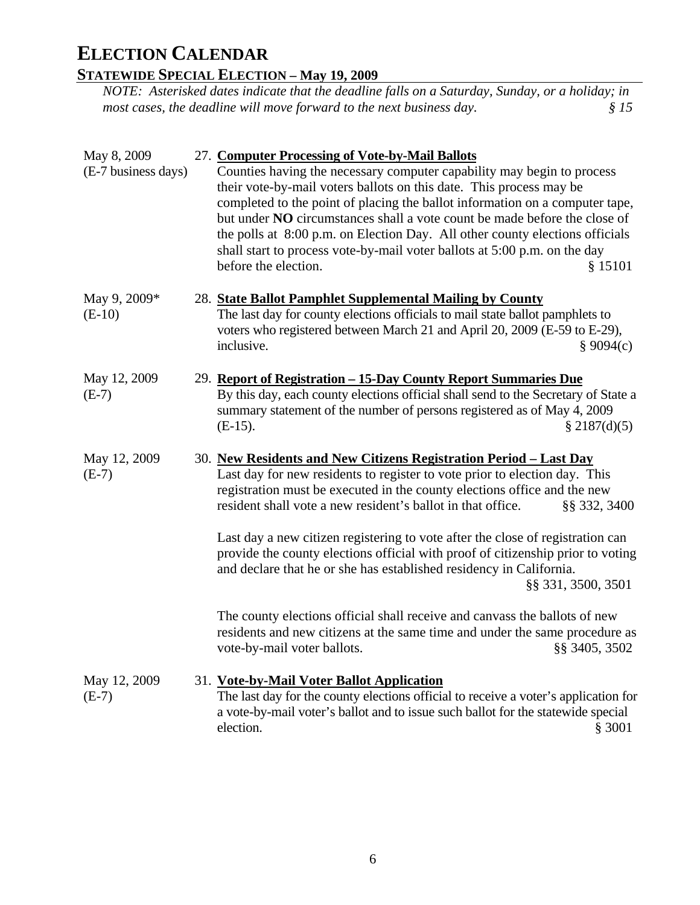# ELECTION CALENDAR

## STATEWIDE SPECIAL ELECTION – May 19, 2009

*NOTE: Asterisked dates indicate that the deadline falls on a Saturday, Sunday, or a holiday; in most cases, the deadline will move forward to the next business day. § 15*

May 8, 2009
(E-7 business days)

27. **Computer Processing of Vote-by-Mail Ballots**

Counties having the necessary computer capability may begin to process their vote-by-mail voters ballots on this date. This process may be completed to the point of placing the ballot information on a computer tape, but under **NO** circumstances shall a vote count be made before the close of the polls at 8:00 p.m. on Election Day. All other county elections officials shall start to process vote-by-mail voter ballots at 5:00 p.m. on the day before the election. § 15101

May 9, 2009*
(E-10)

28. **State Ballot Pamphlet Supplemental Mailing by County**

The last day for county elections officials to mail state ballot pamphlets to voters who registered between March 21 and April 20, 2009 (E-59 to E-29), inclusive. § 9094(c)

May 12, 2009
(E-7)

29. **Report of Registration – 15-Day County Report Summaries Due**

By this day, each county elections official shall send to the Secretary of State a summary statement of the number of persons registered as of May 4, 2009 (E-15). § 2187(d)(5)

May 12, 2009
(E-7)

30. **New Residents and New Citizens Registration Period – Last Day**

Last day for new residents to register to vote prior to election day. This registration must be executed in the county elections office and the new resident shall vote a new resident's ballot in that office. §§ 332, 3400

Last day a new citizen registering to vote after the close of registration can provide the county elections official with proof of citizenship prior to voting and declare that he or she has established residency in California. §§ 331, 3500, 3501

The county elections official shall receive and canvass the ballots of new residents and new citizens at the same time and under the same procedure as vote-by-mail voter ballots. §§ 3405, 3502

May 12, 2009
(E-7)

31. **Vote-by-Mail Voter Ballot Application**

The last day for the county elections official to receive a voter's application for a vote-by-mail voter's ballot and to issue such ballot for the statewide special election. § 3001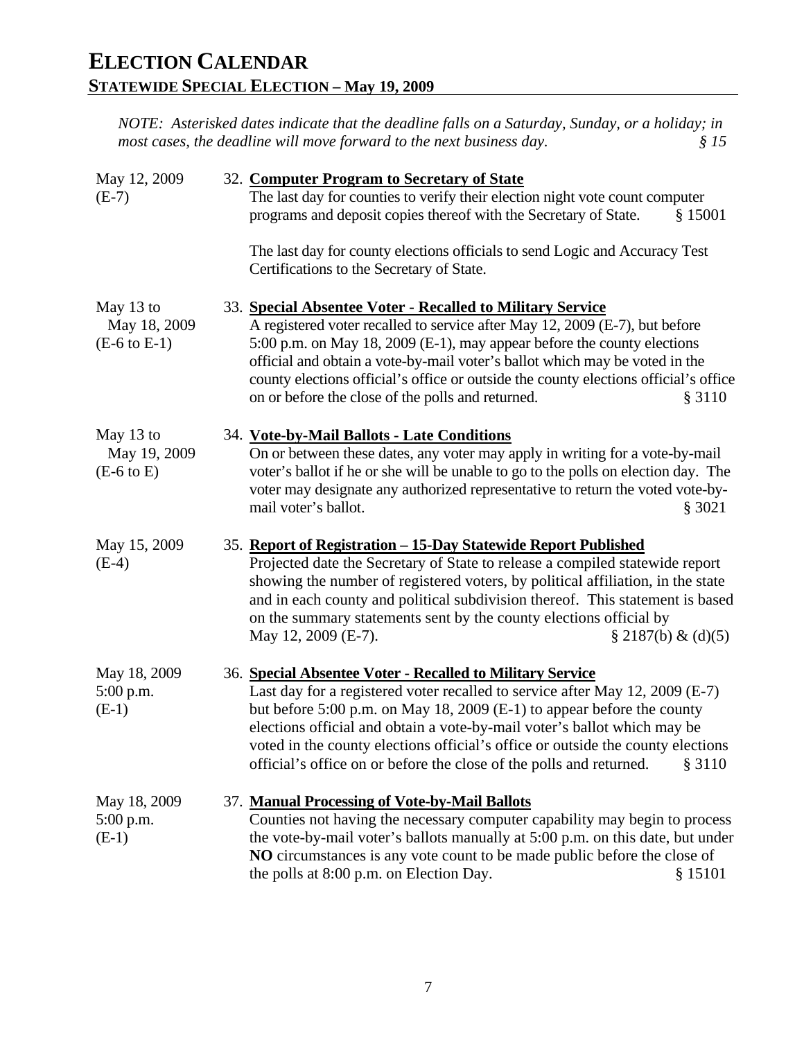# ELECTION CALENDAR

## STATEWIDE SPECIAL ELECTION – May 19, 2009

*NOTE: Asterisked dates indicate that the deadline falls on a Saturday, Sunday, or a holiday; in most cases, the deadline will move forward to the next business day.* *§ 15*

| Date | Item |
|---|---|
| May 12, 2009<br>(E-7) | 32. **Computer Program to Secretary of State**<br>The last day for counties to verify their election night vote count computer programs and deposit copies thereof with the Secretary of State. § 15001<br><br>The last day for county elections officials to send Logic and Accuracy Test Certifications to the Secretary of State. |
| May 13 to<br>May 18, 2009<br>(E-6 to E-1) | 33. **Special Absentee Voter - Recalled to Military Service**<br>A registered voter recalled to service after May 12, 2009 (E-7), but before 5:00 p.m. on May 18, 2009 (E-1), may appear before the county elections official and obtain a vote-by-mail voter's ballot which may be voted in the county elections official's office or outside the county elections official's office on or before the close of the polls and returned. § 3110 |
| May 13 to<br>May 19, 2009<br>(E-6 to E) | 34. **Vote-by-Mail Ballots - Late Conditions**<br>On or between these dates, any voter may apply in writing for a vote-by-mail voter's ballot if he or she will be unable to go to the polls on election day. The voter may designate any authorized representative to return the voted vote-by-mail voter's ballot. § 3021 |
| May 15, 2009<br>(E-4) | 35. **Report of Registration – 15-Day Statewide Report Published**<br>Projected date the Secretary of State to release a compiled statewide report showing the number of registered voters, by political affiliation, in the state and in each county and political subdivision thereof. This statement is based on the summary statements sent by the county elections official by May 12, 2009 (E-7). § 2187(b) & (d)(5) |
| May 18, 2009<br>5:00 p.m.<br>(E-1) | 36. **Special Absentee Voter - Recalled to Military Service**<br>Last day for a registered voter recalled to service after May 12, 2009 (E-7) but before 5:00 p.m. on May 18, 2009 (E-1) to appear before the county elections official and obtain a vote-by-mail voter's ballot which may be voted in the county elections official's office or outside the county elections official's office on or before the close of the polls and returned. § 3110 |
| May 18, 2009<br>5:00 p.m.<br>(E-1) | 37. **Manual Processing of Vote-by-Mail Ballots**<br>Counties not having the necessary computer capability may begin to process the vote-by-mail voter's ballots manually at 5:00 p.m. on this date, but under **NO** circumstances is any vote count to be made public before the close of the polls at 8:00 p.m. on Election Day. § 15101 |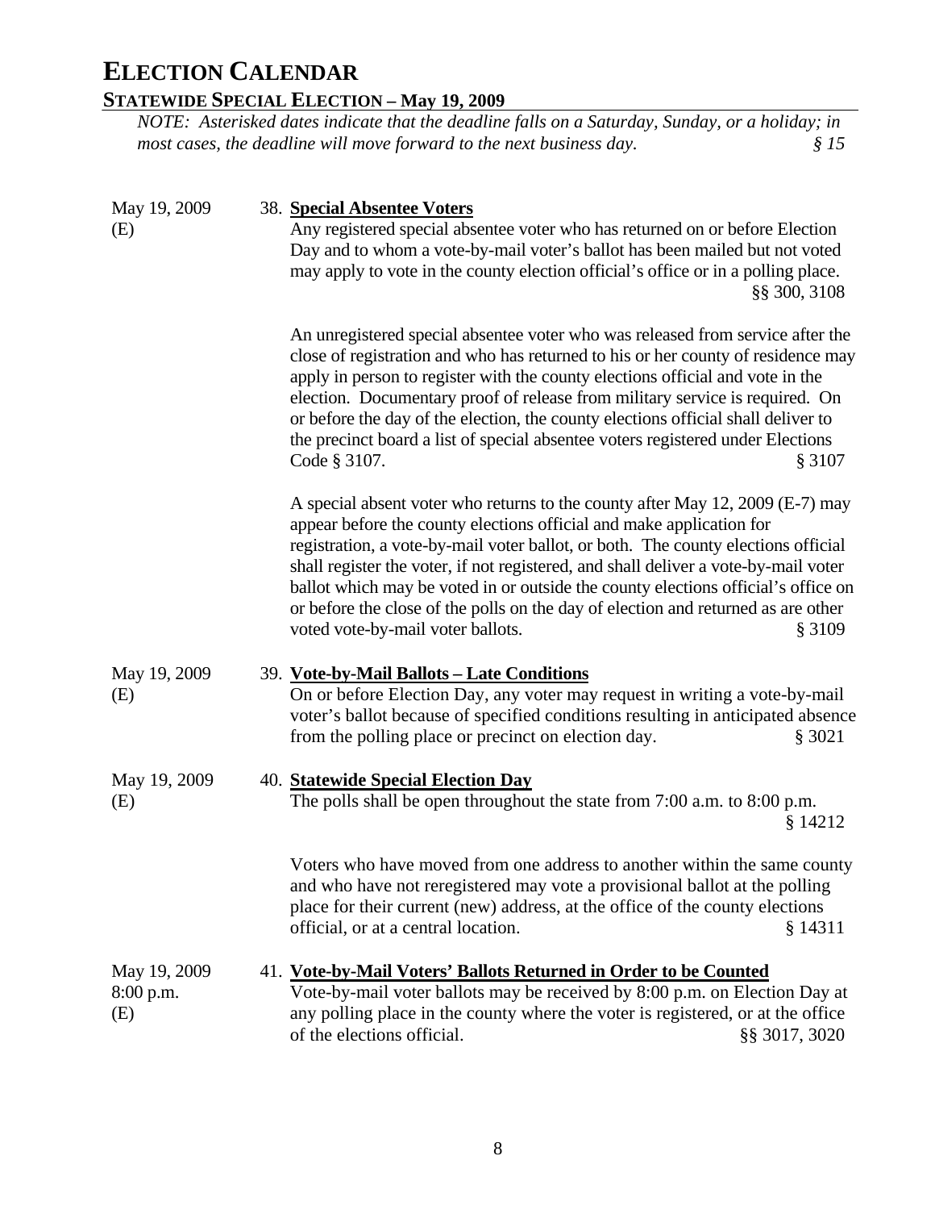# ELECTION CALENDAR

## STATEWIDE SPECIAL ELECTION – May 19, 2009

*NOTE: Asterisked dates indicate that the deadline falls on a Saturday, Sunday, or a holiday; in most cases, the deadline will move forward to the next business day. § 15*

May 19, 2009 (E)

38. **Special Absentee Voters**

Any registered special absentee voter who has returned on or before Election Day and to whom a vote-by-mail voter's ballot has been mailed but not voted may apply to vote in the county election official's office or in a polling place. §§ 300, 3108

An unregistered special absentee voter who was released from service after the close of registration and who has returned to his or her county of residence may apply in person to register with the county elections official and vote in the election. Documentary proof of release from military service is required. On or before the day of the election, the county elections official shall deliver to the precinct board a list of special absentee voters registered under Elections Code § 3107. § 3107

A special absent voter who returns to the county after May 12, 2009 (E-7) may appear before the county elections official and make application for registration, a vote-by-mail voter ballot, or both. The county elections official shall register the voter, if not registered, and shall deliver a vote-by-mail voter ballot which may be voted in or outside the county elections official's office on or before the close of the polls on the day of election and returned as are other voted vote-by-mail voter ballots. § 3109

May 19, 2009 (E)

39. **Vote-by-Mail Ballots – Late Conditions**

On or before Election Day, any voter may request in writing a vote-by-mail voter's ballot because of specified conditions resulting in anticipated absence from the polling place or precinct on election day. § 3021

May 19, 2009 (E)

40. **Statewide Special Election Day**

The polls shall be open throughout the state from 7:00 a.m. to 8:00 p.m. § 14212

Voters who have moved from one address to another within the same county and who have not reregistered may vote a provisional ballot at the polling place for their current (new) address, at the office of the county elections official, or at a central location. § 14311

May 19, 2009 8:00 p.m. (E)

41. **Vote-by-Mail Voters' Ballots Returned in Order to be Counted**

Vote-by-mail voter ballots may be received by 8:00 p.m. on Election Day at any polling place in the county where the voter is registered, or at the office of the elections official. §§ 3017, 3020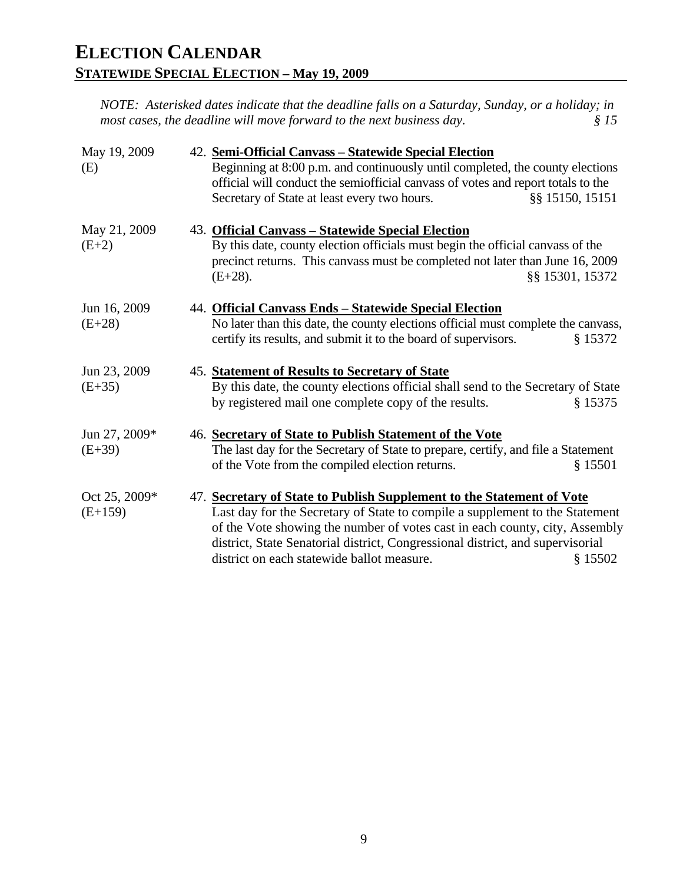# ELECTION CALENDAR

## STATEWIDE SPECIAL ELECTION – May 19, 2009

*NOTE: Asterisked dates indicate that the deadline falls on a Saturday, Sunday, or a holiday; in most cases, the deadline will move forward to the next business day. § 15*

May 19, 2009 (E)

42. **Semi-Official Canvass – Statewide Special Election**
Beginning at 8:00 p.m. and continuously until completed, the county elections official will conduct the semiofficial canvass of votes and report totals to the Secretary of State at least every two hours. §§ 15150, 15151

May 21, 2009 (E+2)

43. **Official Canvass – Statewide Special Election**
By this date, county election officials must begin the official canvass of the precinct returns. This canvass must be completed not later than June 16, 2009 (E+28). §§ 15301, 15372

Jun 16, 2009 (E+28)

44. **Official Canvass Ends – Statewide Special Election**
No later than this date, the county elections official must complete the canvass, certify its results, and submit it to the board of supervisors. § 15372

Jun 23, 2009 (E+35)

45. **Statement of Results to Secretary of State**
By this date, the county elections official shall send to the Secretary of State by registered mail one complete copy of the results. § 15375

Jun 27, 2009* (E+39)

46. **Secretary of State to Publish Statement of the Vote**
The last day for the Secretary of State to prepare, certify, and file a Statement of the Vote from the compiled election returns. § 15501

Oct 25, 2009* (E+159)

47. **Secretary of State to Publish Supplement to the Statement of Vote**
Last day for the Secretary of State to compile a supplement to the Statement of the Vote showing the number of votes cast in each county, city, Assembly district, State Senatorial district, Congressional district, and supervisorial district on each statewide ballot measure. § 15502